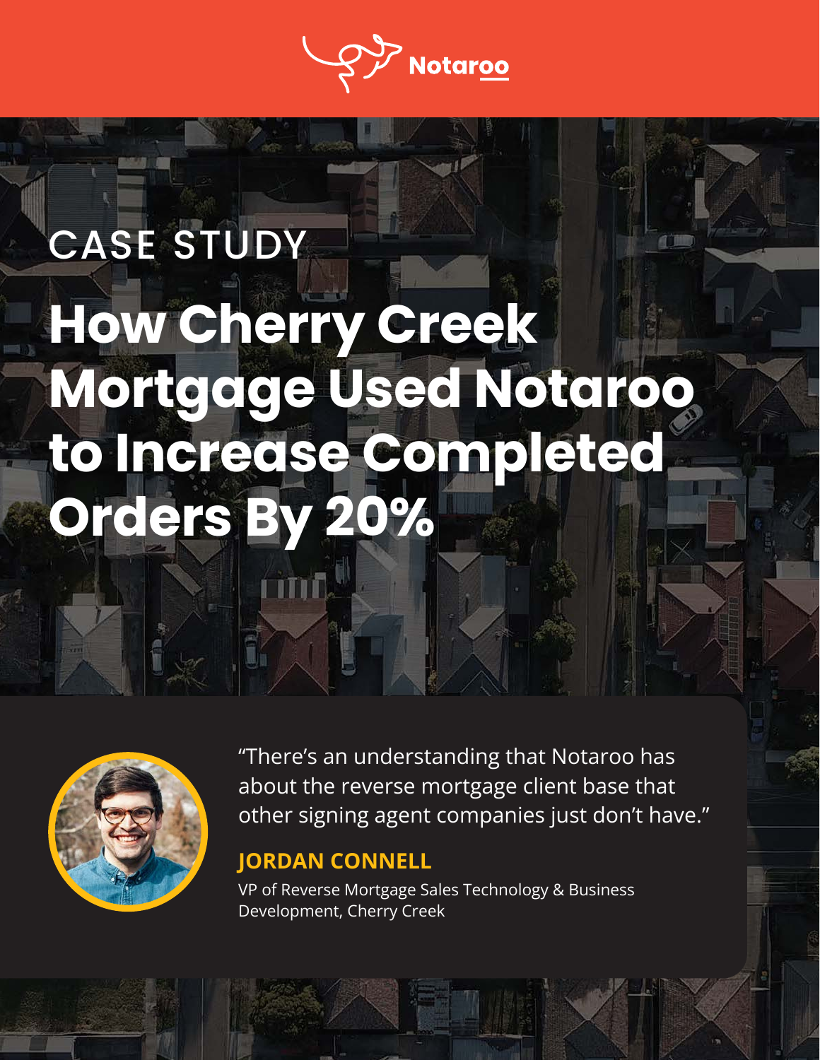Notaroo

CASE STUDY

# How Cherry Creek Mortgage Used Notaroo to Increase Completed Orders By 20%

"There's an understanding that Notaroo has about the reverse mortgage client base that other signing agent companies just don't have."

**JORDAN CONNELL**

VP of Reverse Mortgage Sales Technology & Business Development, Cherry Creek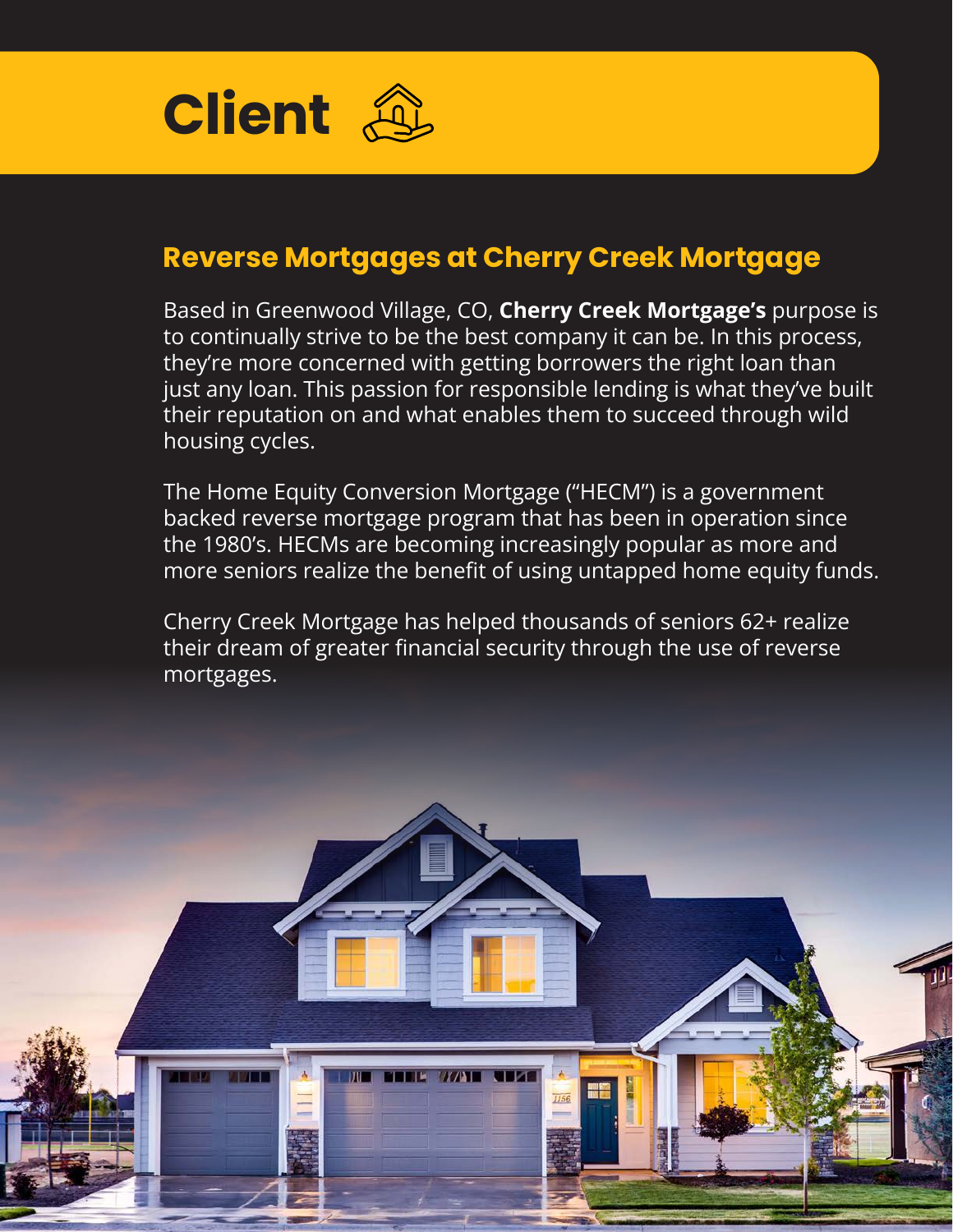# Client

## Reverse Mortgages at Cherry Creek Mortgage

Based in Greenwood Village, CO, **Cherry Creek Mortgage's** purpose is to continually strive to be the best company it can be. In this process, they're more concerned with getting borrowers the right loan than just any loan. This passion for responsible lending is what they've built their reputation on and what enables them to succeed through wild housing cycles.

The Home Equity Conversion Mortgage ("HECM") is a government backed reverse mortgage program that has been in operation since the 1980's. HECMs are becoming increasingly popular as more and more seniors realize the benefit of using untapped home equity funds.

Cherry Creek Mortgage has helped thousands of seniors 62+ realize their dream of greater financial security through the use of reverse mortgages.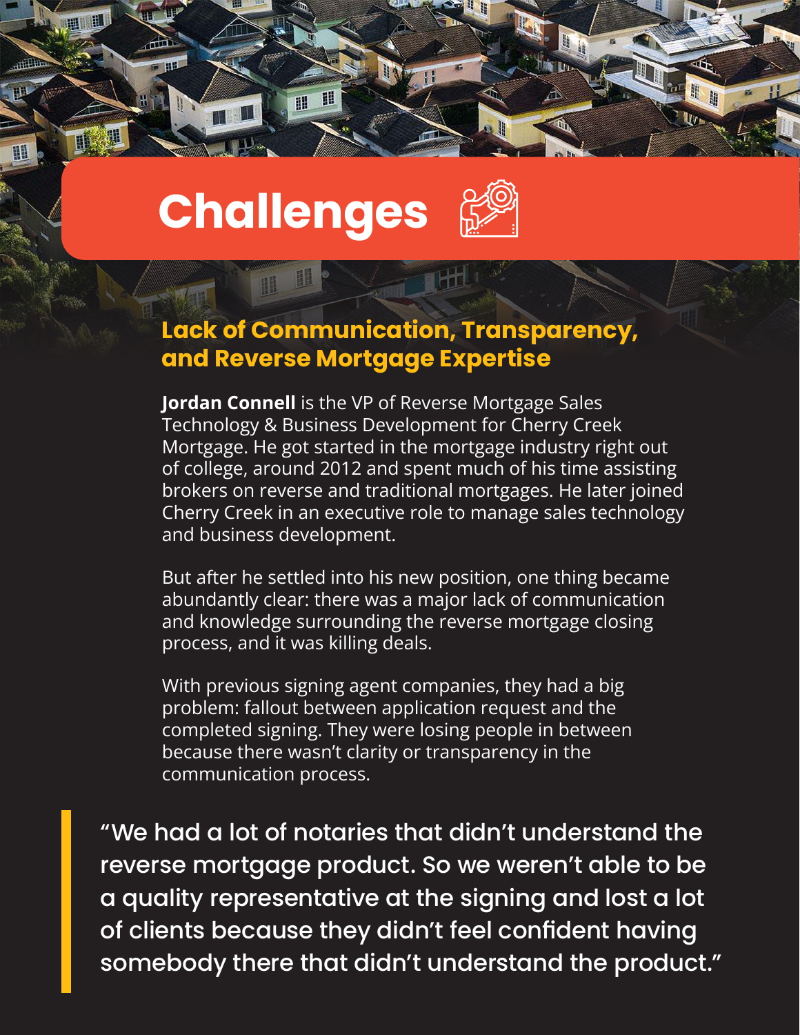# Challenges

## Lack of Communication, Transparency, and Reverse Mortgage Expertise

**Jordan Connell** is the VP of Reverse Mortgage Sales Technology & Business Development for Cherry Creek Mortgage. He got started in the mortgage industry right out of college, around 2012 and spent much of his time assisting brokers on reverse and traditional mortgages. He later joined Cherry Creek in an executive role to manage sales technology and business development.

But after he settled into his new position, one thing became abundantly clear: there was a major lack of communication and knowledge surrounding the reverse mortgage closing process, and it was killing deals.

With previous signing agent companies, they had a big problem: fallout between application request and the completed signing. They were losing people in between because there wasn't clarity or transparency in the communication process.

> "We had a lot of notaries that didn't understand the reverse mortgage product. So we weren't able to be a quality representative at the signing and lost a lot of clients because they didn't feel confident having somebody there that didn't understand the product."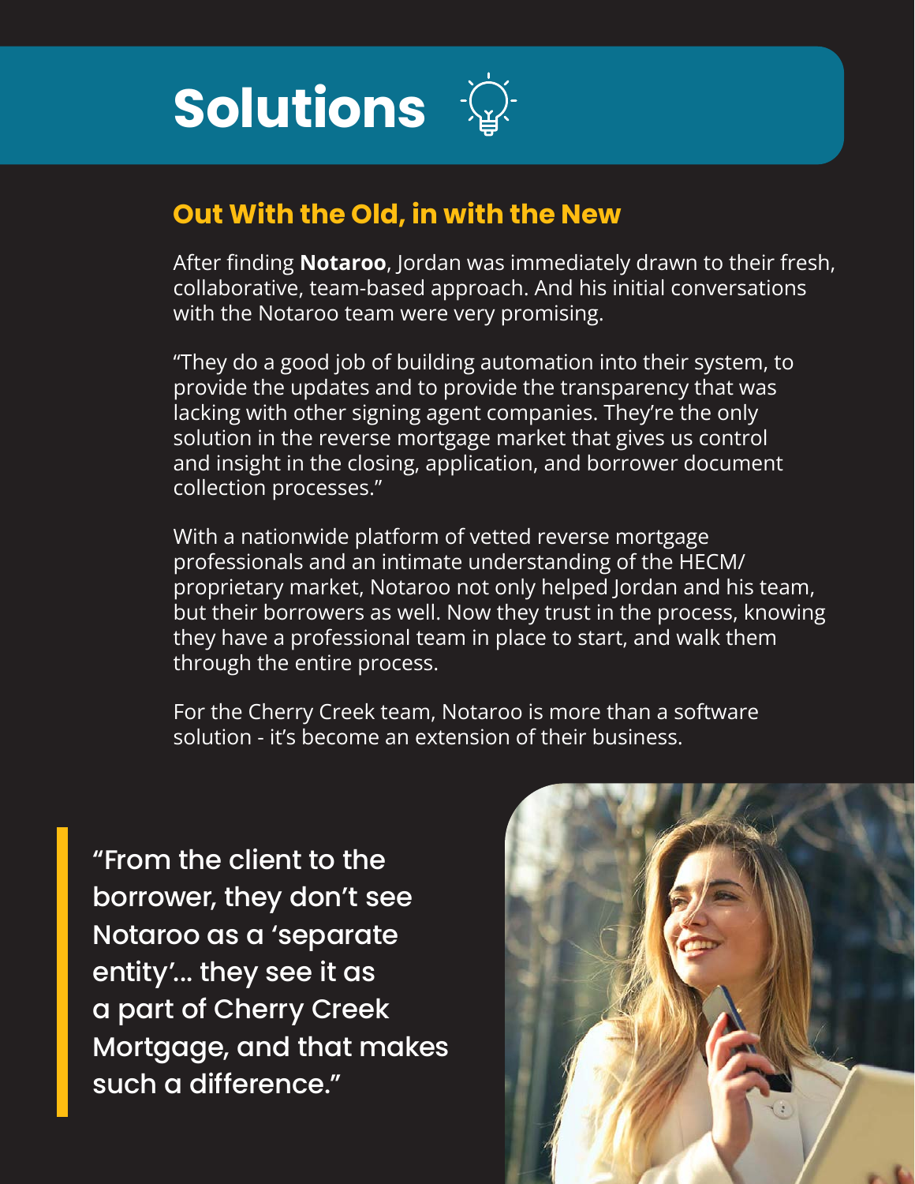# Solutions

## Out With the Old, in with the New

After finding **Notaroo**, Jordan was immediately drawn to their fresh, collaborative, team-based approach. And his initial conversations with the Notaroo team were very promising.

"They do a good job of building automation into their system, to provide the updates and to provide the transparency that was lacking with other signing agent companies. They're the only solution in the reverse mortgage market that gives us control and insight in the closing, application, and borrower document collection processes."

With a nationwide platform of vetted reverse mortgage professionals and an intimate understanding of the HECM/ proprietary market, Notaroo not only helped Jordan and his team, but their borrowers as well. Now they trust in the process, knowing they have a professional team in place to start, and walk them through the entire process.

For the Cherry Creek team, Notaroo is more than a software solution - it's become an extension of their business.

> "From the client to the borrower, they don't see Notaroo as a 'separate entity'... they see it as a part of Cherry Creek Mortgage, and that makes such a difference."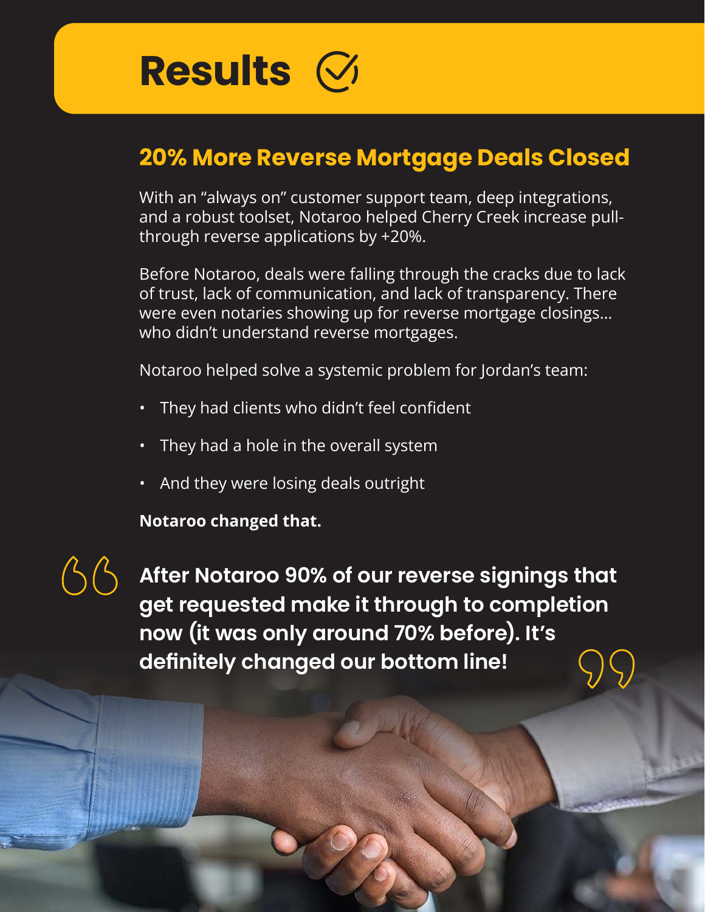# Results

## 20% More Reverse Mortgage Deals Closed

With an "always on" customer support team, deep integrations, and a robust toolset, Notaroo helped Cherry Creek increase pull-through reverse applications by +20%.

Before Notaroo, deals were falling through the cracks due to lack of trust, lack of communication, and lack of transparency. There were even notaries showing up for reverse mortgage closings... who didn't understand reverse mortgages.

Notaroo helped solve a systemic problem for Jordan's team:

- They had clients who didn't feel confident
- They had a hole in the overall system
- And they were losing deals outright

**Notaroo changed that.**

> **After Notaroo 90% of our reverse signings that get requested make it through to completion now (it was only around 70% before). It's definitely changed our bottom line!**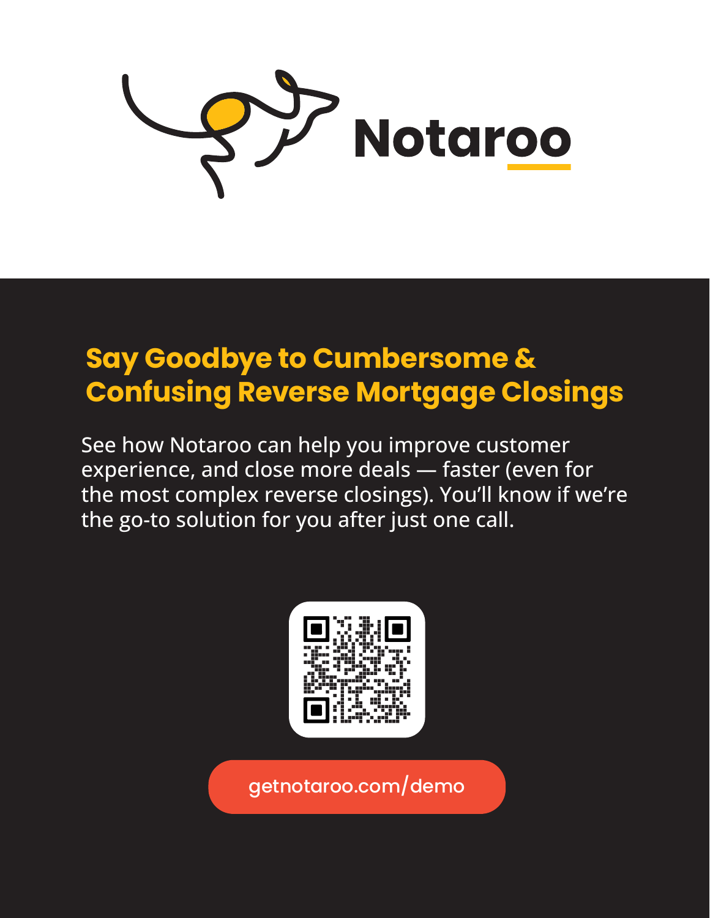# Notaroo

## Say Goodbye to Cumbersome & Confusing Reverse Mortgage Closings

See how Notaroo can help you improve customer experience, and close more deals — faster (even for the most complex reverse closings). You'll know if we're the go-to solution for you after just one call.

getnotaroo.com/demo